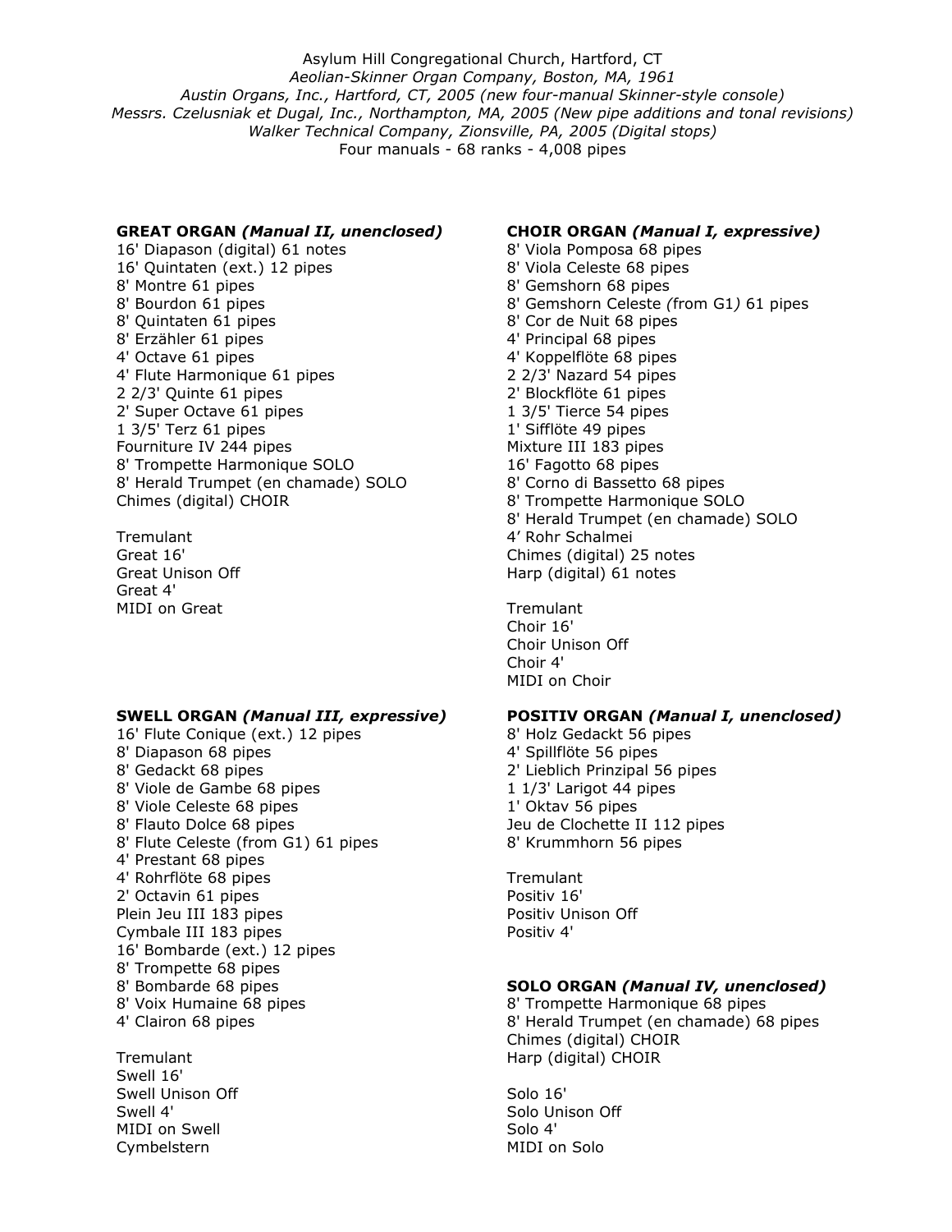Asylum Hill Congregational Church, Hartford, CT
*Aeolian-Skinner Organ Company, Boston, MA, 1961*
*Austin Organs, Inc., Hartford, CT, 2005 (new four-manual Skinner-style console)*
*Messrs. Czelusniak et Dugal, Inc., Northampton, MA, 2005 (New pipe additions and tonal revisions)*
*Walker Technical Company, Zionsville, PA, 2005 (Digital stops)*
Four manuals - 68 ranks - 4,008 pipes

**GREAT ORGAN *(Manual II, unenclosed)***
16' Diapason (digital) 61 notes
16' Quintaten (ext.) 12 pipes
8' Montre 61 pipes
8' Bourdon 61 pipes
8' Quintaten 61 pipes
8' Erzähler 61 pipes
4' Octave 61 pipes
4' Flute Harmonique 61 pipes
2 2/3' Quinte 61 pipes
2' Super Octave 61 pipes
1 3/5' Terz 61 pipes
Fourniture IV 244 pipes
8' Trompette Harmonique SOLO
8' Herald Trumpet (en chamade) SOLO
Chimes (digital) CHOIR

Tremulant
Great 16'
Great Unison Off
Great 4'
MIDI on Great

**SWELL ORGAN *(Manual III, expressive)***
16' Flute Conique (ext.) 12 pipes
8' Diapason 68 pipes
8' Gedackt 68 pipes
8' Viole de Gambe 68 pipes
8' Viole Celeste 68 pipes
8' Flauto Dolce 68 pipes
8' Flute Celeste (from G1) 61 pipes
4' Prestant 68 pipes
4' Rohrflöte 68 pipes
2' Octavin 61 pipes
Plein Jeu III 183 pipes
Cymbale III 183 pipes
16' Bombarde (ext.) 12 pipes
8' Trompette 68 pipes
8' Bombarde 68 pipes
8' Voix Humaine 68 pipes
4' Clairon 68 pipes

Tremulant
Swell 16'
Swell Unison Off
Swell 4'
MIDI on Swell
Cymbelstern

**CHOIR ORGAN *(Manual I, expressive)***
8' Viola Pomposa 68 pipes
8' Viola Celeste 68 pipes
8' Gemshorn 68 pipes
8' Gemshorn Celeste *(*from G1*)* 61 pipes
8' Cor de Nuit 68 pipes
4' Principal 68 pipes
4' Koppelflöte 68 pipes
2 2/3' Nazard 54 pipes
2' Blockflöte 61 pipes
1 3/5' Tierce 54 pipes
1' Sifflöte 49 pipes
Mixture III 183 pipes
16' Fagotto 68 pipes
8' Corno di Bassetto 68 pipes
8' Trompette Harmonique SOLO
8' Herald Trumpet (en chamade) SOLO
4' Rohr Schalmei
Chimes (digital) 25 notes
Harp (digital) 61 notes

Tremulant
Choir 16'
Choir Unison Off
Choir 4'
MIDI on Choir

**POSITIV ORGAN *(Manual I, unenclosed)***
8' Holz Gedackt 56 pipes
4' Spillflöte 56 pipes
2' Lieblich Prinzipal 56 pipes
1 1/3' Larigot 44 pipes
1' Oktav 56 pipes
Jeu de Clochette II 112 pipes
8' Krummhorn 56 pipes

Tremulant
Positiv 16'
Positiv Unison Off
Positiv 4'

**SOLO ORGAN *(Manual IV, unenclosed)***
8' Trompette Harmonique 68 pipes
8' Herald Trumpet (en chamade) 68 pipes
Chimes (digital) CHOIR
Harp (digital) CHOIR

Solo 16'
Solo Unison Off
Solo 4'
MIDI on Solo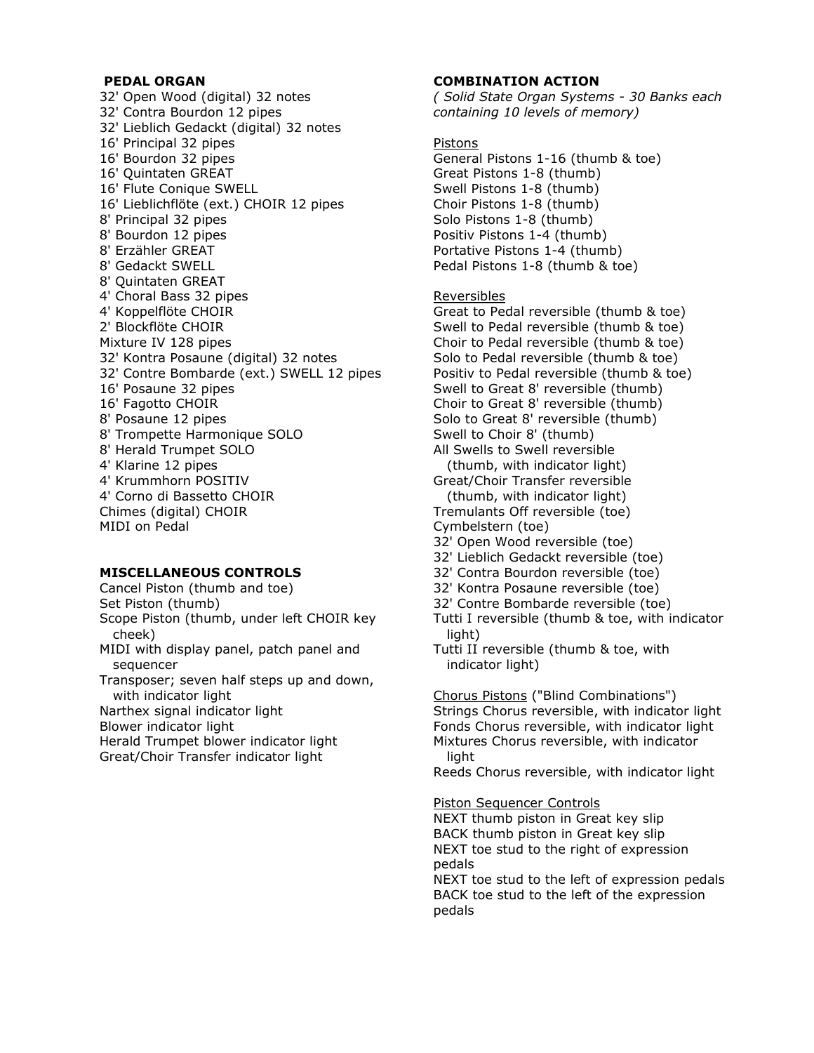### PEDAL ORGAN

32' Open Wood (digital) 32 notes
32' Contra Bourdon 12 pipes
32' Lieblich Gedackt (digital) 32 notes
16' Principal 32 pipes
16' Bourdon 32 pipes
16' Quintaten GREAT
16' Flute Conique SWELL
16' Lieblichflöte (ext.) CHOIR 12 pipes
8' Principal 32 pipes
8' Bourdon 12 pipes
8' Erzähler GREAT
8' Gedackt SWELL
8' Quintaten GREAT
4' Choral Bass 32 pipes
4' Koppelflöte CHOIR
2' Blockflöte CHOIR
Mixture IV 128 pipes
32' Kontra Posaune (digital) 32 notes
32' Contre Bombarde (ext.) SWELL 12 pipes
16' Posaune 32 pipes
16' Fagotto CHOIR
8' Posaune 12 pipes
8' Trompette Harmonique SOLO
8' Herald Trumpet SOLO
4' Klarine 12 pipes
4' Krummhorn POSITIV
4' Corno di Bassetto CHOIR
Chimes (digital) CHOIR
MIDI on Pedal

### MISCELLANEOUS CONTROLS

Cancel Piston (thumb and toe)
Set Piston (thumb)
Scope Piston (thumb, under left CHOIR key cheek)
MIDI with display panel, patch panel and sequencer
Transposer; seven half steps up and down, with indicator light
Narthex signal indicator light
Blower indicator light
Herald Trumpet blower indicator light
Great/Choir Transfer indicator light

### COMBINATION ACTION

*( Solid State Organ Systems - 30 Banks each containing 10 levels of memory)*

Pistons

General Pistons 1-16 (thumb & toe)
Great Pistons 1-8 (thumb)
Swell Pistons 1-8 (thumb)
Choir Pistons 1-8 (thumb)
Solo Pistons 1-8 (thumb)
Positiv Pistons 1-4 (thumb)
Portative Pistons 1-4 (thumb)
Pedal Pistons 1-8 (thumb & toe)

Reversibles

Great to Pedal reversible (thumb & toe)
Swell to Pedal reversible (thumb & toe)
Choir to Pedal reversible (thumb & toe)
Solo to Pedal reversible (thumb & toe)
Positiv to Pedal reversible (thumb & toe)
Swell to Great 8' reversible (thumb)
Choir to Great 8' reversible (thumb)
Solo to Great 8' reversible (thumb)
Swell to Choir 8' (thumb)
All Swells to Swell reversible (thumb, with indicator light)
Great/Choir Transfer reversible (thumb, with indicator light)
Tremulants Off reversible (toe)
Cymbelstern (toe)
32' Open Wood reversible (toe)
32' Lieblich Gedackt reversible (toe)
32' Contra Bourdon reversible (toe)
32' Kontra Posaune reversible (toe)
32' Contre Bombarde reversible (toe)
Tutti I reversible (thumb & toe, with indicator light)
Tutti II reversible (thumb & toe, with indicator light)

Chorus Pistons ("Blind Combinations")

Strings Chorus reversible, with indicator light
Fonds Chorus reversible, with indicator light
Mixtures Chorus reversible, with indicator light
Reeds Chorus reversible, with indicator light

Piston Sequencer Controls

NEXT thumb piston in Great key slip
BACK thumb piston in Great key slip
NEXT toe stud to the right of expression pedals
NEXT toe stud to the left of expression pedals
BACK toe stud to the left of the expression pedals